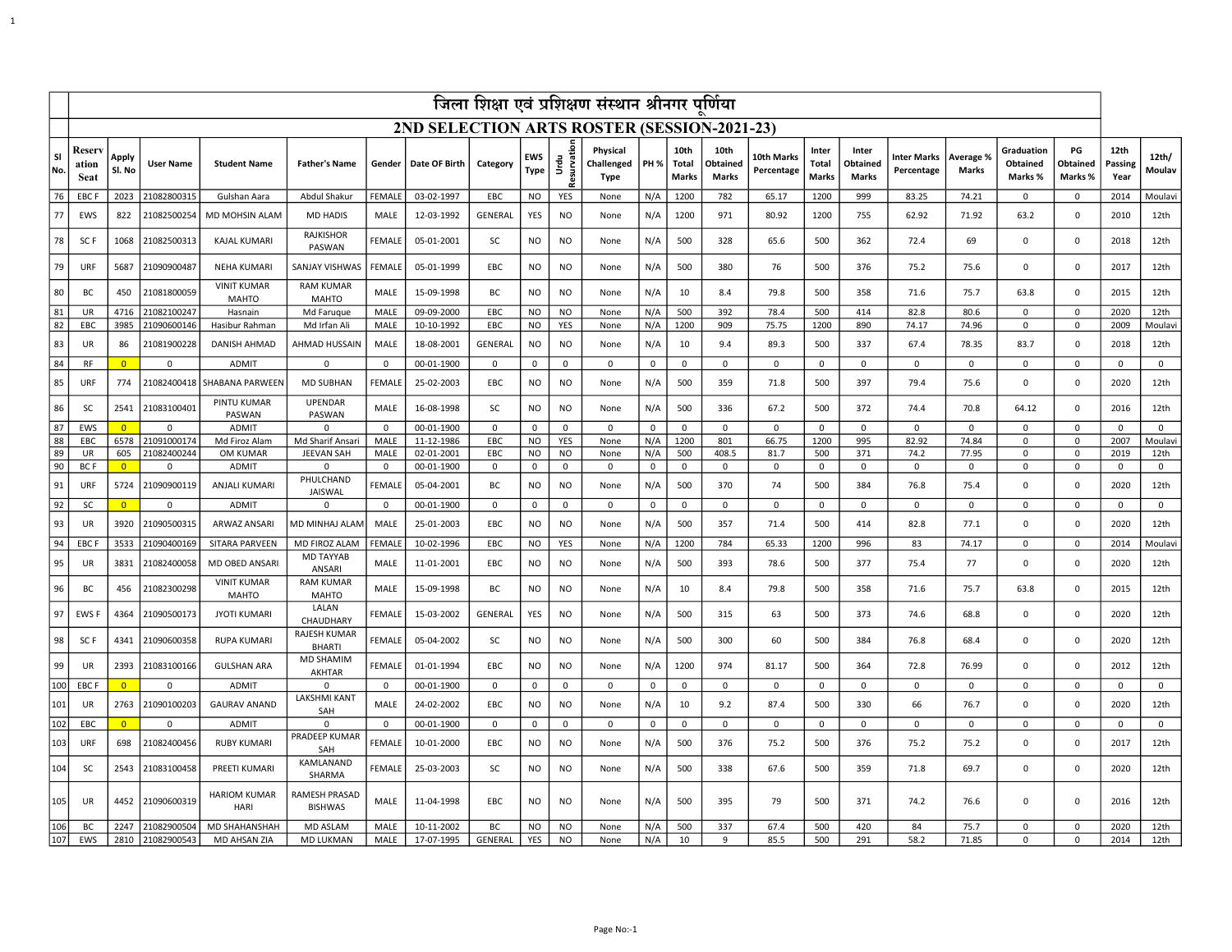# जिला शिक्षा एवं प्रशिक्षण संस्थान श्रीनगर पूर्णिया

## 2ND SELECTION ARTS ROSTER (SESSION-2021-23)

| Sl No. | Reservation Seat | Apply Sl. No | User Name | Student Name | Father's Name | Gender | Date OF Birth | Category | EWS Type | Urdu Resurvation | Physical Challenged Type | PH % | 10th Total Marks | 10th Obtained Marks | 10th Marks Percentage | Inter Total Marks | Inter Obtained Marks | Inter Marks Percentage | Average % Marks | Graduation Obtained Marks % | PG Obtained Marks % | 12th Passing Year | 12th/ Moulav |
|---|---|---|---|---|---|---|---|---|---|---|---|---|---|---|---|---|---|---|---|---|---|---|---|
| 76 | EBC F | 2023 | 21082800315 | Gulshan Aara | Abdul Shakur | FEMALE | 03-02-1997 | EBC | NO | YES | None | N/A | 1200 | 782 | 65.17 | 1200 | 999 | 83.25 | 74.21 | 0 | 0 | 2014 | Moulavi |
| 77 | EWS | 822 | 21082500254 | MD MOHSIN ALAM | MD HADIS | MALE | 12-03-1992 | GENERAL | YES | NO | None | N/A | 1200 | 971 | 80.92 | 1200 | 755 | 62.92 | 71.92 | 63.2 | 0 | 2010 | 12th |
| 78 | SC F | 1068 | 21082500313 | KAJAL KUMARI | RAJKISHOR PASWAN | FEMALE | 05-01-2001 | SC | NO | NO | None | N/A | 500 | 328 | 65.6 | 500 | 362 | 72.4 | 69 | 0 | 0 | 2018 | 12th |
| 79 | URF | 5687 | 21090900487 | NEHA KUMARI | SANJAY VISHWAS | FEMALE | 05-01-1999 | EBC | NO | NO | None | N/A | 500 | 380 | 76 | 500 | 376 | 75.2 | 75.6 | 0 | 0 | 2017 | 12th |
| 80 | BC | 450 | 21081800059 | VINIT KUMAR MAHTO | RAM KUMAR MAHTO | MALE | 15-09-1998 | BC | NO | NO | None | N/A | 10 | 8.4 | 79.8 | 500 | 358 | 71.6 | 75.7 | 63.8 | 0 | 2015 | 12th |
| 81 | UR | 4716 | 21082100247 | Hasnain | Md Faruque | MALE | 09-09-2000 | EBC | NO | NO | None | N/A | 500 | 392 | 78.4 | 500 | 414 | 82.8 | 80.6 | 0 | 0 | 2020 | 12th |
| 82 | EBC | 3985 | 21090600146 | Hasibur Rahman | Md Irfan Ali | MALE | 10-10-1992 | EBC | NO | YES | None | N/A | 1200 | 909 | 75.75 | 1200 | 890 | 74.17 | 74.96 | 0 | 0 | 2009 | Moulavi |
| 83 | UR | 86 | 21081900228 | DANISH AHMAD | AHMAD HUSSAIN | MALE | 18-08-2001 | GENERAL | NO | NO | None | N/A | 10 | 9.4 | 89.3 | 500 | 337 | 67.4 | 78.35 | 83.7 | 0 | 2018 | 12th |
| 84 | RF | 0 | 0 | ADMIT | 0 | 0 | 00-01-1900 | 0 | 0 | 0 | 0 | 0 | 0 | 0 | 0 | 0 | 0 | 0 | 0 | 0 | 0 | 0 | 0 |
| 85 | URF | 774 | 21082400418 | SHABANA PARWEEN | MD SUBHAN | FEMALE | 25-02-2003 | EBC | NO | NO | None | N/A | 500 | 359 | 71.8 | 500 | 397 | 79.4 | 75.6 | 0 | 0 | 2020 | 12th |
| 86 | SC | 2541 | 21083100401 | PINTU KUMAR PASWAN | UPENDAR PASWAN | MALE | 16-08-1998 | SC | NO | NO | None | N/A | 500 | 336 | 67.2 | 500 | 372 | 74.4 | 70.8 | 64.12 | 0 | 2016 | 12th |
| 87 | EWS | 0 | 0 | ADMIT | 0 | 0 | 00-01-1900 | 0 | 0 | 0 | 0 | 0 | 0 | 0 | 0 | 0 | 0 | 0 | 0 | 0 | 0 | 0 | 0 |
| 88 | EBC | 6578 | 21091000174 | Md Firoz Alam | Md Sharif Ansari | MALE | 11-12-1986 | EBC | NO | YES | None | N/A | 1200 | 801 | 66.75 | 1200 | 995 | 82.92 | 74.84 | 0 | 0 | 2007 | Moulavi |
| 89 | UR | 605 | 21082400244 | OM KUMAR | JEEVAN SAH | MALE | 02-01-2001 | EBC | NO | NO | None | N/A | 500 | 408.5 | 81.7 | 500 | 371 | 74.2 | 77.95 | 0 | 0 | 2019 | 12th |
| 90 | BC F | 0 | 0 | ADMIT | 0 | 0 | 00-01-1900 | 0 | 0 | 0 | 0 | 0 | 0 | 0 | 0 | 0 | 0 | 0 | 0 | 0 | 0 | 0 | 0 |
| 91 | URF | 5724 | 21090900119 | ANJALI KUMARI | PHULCHAND JAISWAL | FEMALE | 05-04-2001 | BC | NO | NO | None | N/A | 500 | 370 | 74 | 500 | 384 | 76.8 | 75.4 | 0 | 0 | 2020 | 12th |
| 92 | SC | 0 | 0 | ADMIT | 0 | 0 | 00-01-1900 | 0 | 0 | 0 | 0 | 0 | 0 | 0 | 0 | 0 | 0 | 0 | 0 | 0 | 0 | 0 | 0 |
| 93 | UR | 3920 | 21090500315 | ARWAZ ANSARI | MD MINHAJ ALAM | MALE | 25-01-2003 | EBC | NO | NO | None | N/A | 500 | 357 | 71.4 | 500 | 414 | 82.8 | 77.1 | 0 | 0 | 2020 | 12th |
| 94 | EBC F | 3533 | 21090400169 | SITARA PARVEEN | MD FIROZ ALAM | FEMALE | 10-02-1996 | EBC | NO | YES | None | N/A | 1200 | 784 | 65.33 | 1200 | 996 | 83 | 74.17 | 0 | 0 | 2014 | Moulavi |
| 95 | UR | 3831 | 21082400058 | MD OBED ANSARI | MD TAYYAB ANSARI | MALE | 11-01-2001 | EBC | NO | NO | None | N/A | 500 | 393 | 78.6 | 500 | 377 | 75.4 | 77 | 0 | 0 | 2020 | 12th |
| 96 | BC | 456 | 21082300298 | VINIT KUMAR MAHTO | RAM KUMAR MAHTO | MALE | 15-09-1998 | BC | NO | NO | None | N/A | 10 | 8.4 | 79.8 | 500 | 358 | 71.6 | 75.7 | 63.8 | 0 | 2015 | 12th |
| 97 | EWS F | 4364 | 21090500173 | JYOTI KUMARI | LALAN CHAUDHARY | FEMALE | 15-03-2002 | GENERAL | YES | NO | None | N/A | 500 | 315 | 63 | 500 | 373 | 74.6 | 68.8 | 0 | 0 | 2020 | 12th |
| 98 | SC F | 4341 | 21090600358 | RUPA KUMARI | RAJESH KUMAR BHARTI | FEMALE | 05-04-2002 | SC | NO | NO | None | N/A | 500 | 300 | 60 | 500 | 384 | 76.8 | 68.4 | 0 | 0 | 2020 | 12th |
| 99 | UR | 2393 | 21083100166 | GULSHAN ARA | MD SHAMIM AKHTAR | FEMALE | 01-01-1994 | EBC | NO | NO | None | N/A | 1200 | 974 | 81.17 | 500 | 364 | 72.8 | 76.99 | 0 | 0 | 2012 | 12th |
| 100 | EBC F | 0 | 0 | ADMIT | 0 | 0 | 00-01-1900 | 0 | 0 | 0 | 0 | 0 | 0 | 0 | 0 | 0 | 0 | 0 | 0 | 0 | 0 | 0 | 0 |
| 101 | UR | 2763 | 21090100203 | GAURAV ANAND | LAKSHMI KANT SAH | MALE | 24-02-2002 | EBC | NO | NO | None | N/A | 10 | 9.2 | 87.4 | 500 | 330 | 66 | 76.7 | 0 | 0 | 2020 | 12th |
| 102 | EBC | 0 | 0 | ADMIT | 0 | 0 | 00-01-1900 | 0 | 0 | 0 | 0 | 0 | 0 | 0 | 0 | 0 | 0 | 0 | 0 | 0 | 0 | 0 | 0 |
| 103 | URF | 698 | 21082400456 | RUBY KUMARI | PRADEEP KUMAR SAH | FEMALE | 10-01-2000 | EBC | NO | NO | None | N/A | 500 | 376 | 75.2 | 500 | 376 | 75.2 | 75.2 | 0 | 0 | 2017 | 12th |
| 104 | SC | 2543 | 21083100458 | PREETI KUMARI | KAMLANAND SHARMA | FEMALE | 25-03-2003 | SC | NO | NO | None | N/A | 500 | 338 | 67.6 | 500 | 359 | 71.8 | 69.7 | 0 | 0 | 2020 | 12th |
| 105 | UR | 4452 | 21090600319 | HARIOM KUMAR HARI | RAMESH PRASAD BISHWAS | MALE | 11-04-1998 | EBC | NO | NO | None | N/A | 500 | 395 | 79 | 500 | 371 | 74.2 | 76.6 | 0 | 0 | 2016 | 12th |
| 106 | BC | 2247 | 21082900504 | MD SHAHANSHAH | MD ASLAM | MALE | 10-11-2002 | BC | NO | NO | None | N/A | 500 | 337 | 67.4 | 500 | 420 | 84 | 75.7 | 0 | 0 | 2020 | 12th |
| 107 | EWS | 2810 | 21082900543 | MD AHSAN ZIA | MD LUKMAN | MALE | 17-07-1995 | GENERAL | YES | NO | None | N/A | 10 | 9 | 85.5 | 500 | 291 | 58.2 | 71.85 | 0 | 0 | 2014 | 12th |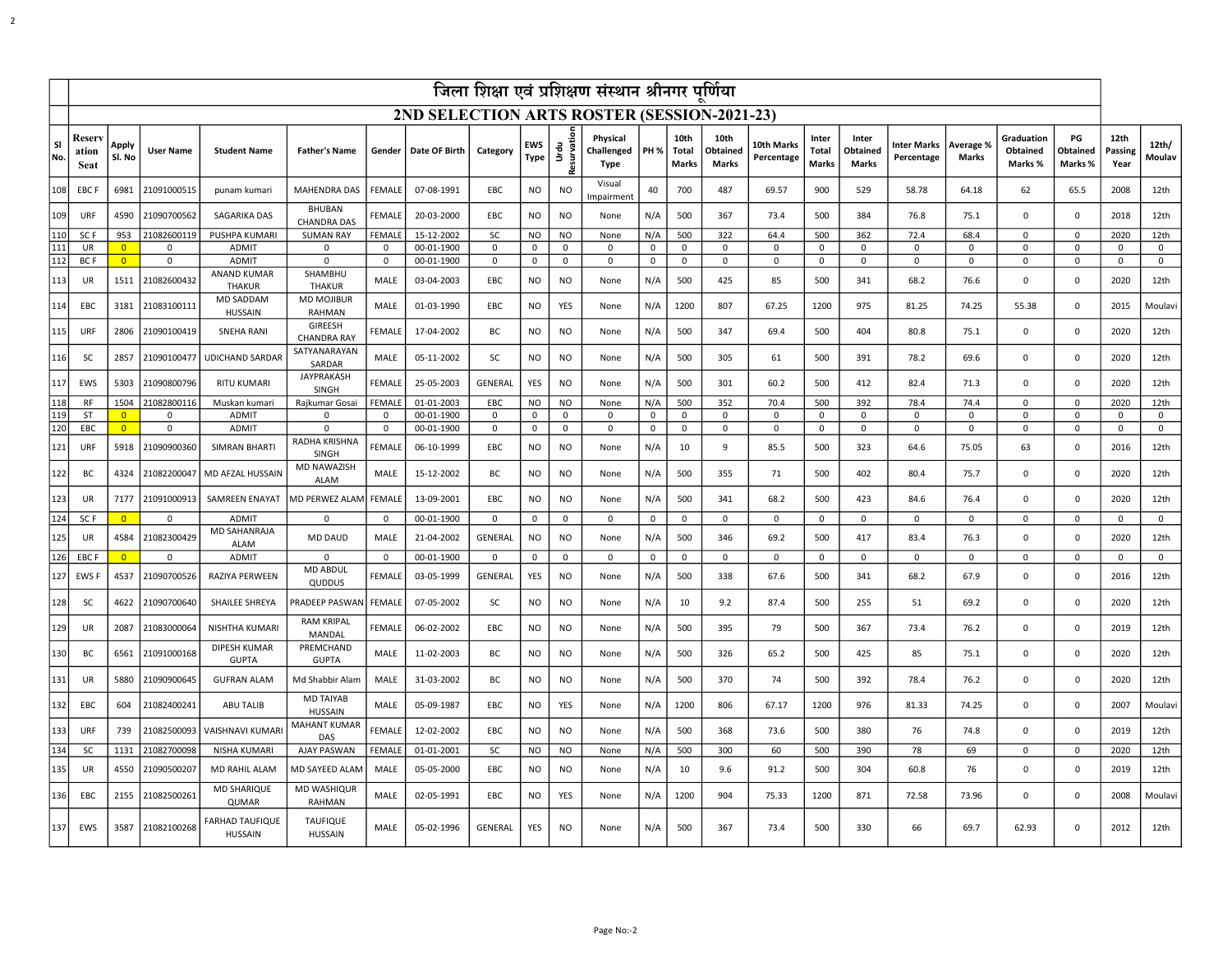# जिला शिक्षा एवं प्रशिक्षण संस्थान श्रीनगर पूर्णिया

## 2ND SELECTION ARTS ROSTER (SESSION-2021-23)

| Sl No. | Reservation Seat | Apply Sl. No | User Name | Student Name | Father's Name | Gender | Date OF Birth | Category | EWS Type | Urdu Reservation | Physical Challenged Type | PH % | 10th Total Marks | 10th Obtained Marks | 10th Marks Percentage | Inter Total Marks | Inter Obtained Marks | Inter Marks Percentage | Average % Marks | Graduation Obtained Marks % | PG Obtained Marks % | 12th Passing Year | 12th/ Moulav |
|---|---|---|---|---|---|---|---|---|---|---|---|---|---|---|---|---|---|---|---|---|---|---|---|
| 108 | EBC F | 6981 | 21091000515 | punam kumari | MAHENDRA DAS | FEMALE | 07-08-1991 | EBC | NO | NO | Visual Impairment | 40 | 700 | 487 | 69.57 | 900 | 529 | 58.78 | 64.18 | 62 | 65.5 | 2008 | 12th |
| 109 | URF | 4590 | 21090700562 | SAGARIKA DAS | BHUBAN CHANDRA DAS | FEMALE | 20-03-2000 | EBC | NO | NO | None | N/A | 500 | 367 | 73.4 | 500 | 384 | 76.8 | 75.1 | 0 | 0 | 2018 | 12th |
| 110 | SC F | 953 | 21082600119 | PUSHPA KUMARI | SUMAN RAY | FEMALE | 15-12-2002 | SC | NO | NO | None | N/A | 500 | 322 | 64.4 | 500 | 362 | 72.4 | 68.4 | 0 | 0 | 2020 | 12th |
| 111 | UR | 0 | 0 | ADMIT | 0 | 0 | 00-01-1900 | 0 | 0 | 0 | 0 | 0 | 0 | 0 | 0 | 0 | 0 | 0 | 0 | 0 | 0 | 0 | 0 |
| 112 | BC F | 0 | 0 | ADMIT | 0 | 0 | 00-01-1900 | 0 | 0 | 0 | 0 | 0 | 0 | 0 | 0 | 0 | 0 | 0 | 0 | 0 | 0 | 0 | 0 |
| 113 | UR | 1511 | 21082600432 | ANAND KUMAR THAKUR | SHAMBHU THAKUR | MALE | 03-04-2003 | EBC | NO | NO | None | N/A | 500 | 425 | 85 | 500 | 341 | 68.2 | 76.6 | 0 | 0 | 2020 | 12th |
| 114 | EBC | 3181 | 21083100111 | MD SADDAM HUSSAIN | MD MOJIBUR RAHMAN | MALE | 01-03-1990 | EBC | NO | YES | None | N/A | 1200 | 807 | 67.25 | 1200 | 975 | 81.25 | 74.25 | 55.38 | 0 | 2015 | Moulavi |
| 115 | URF | 2806 | 21090100419 | SNEHA RANI | GIREESH CHANDRA RAY | FEMALE | 17-04-2002 | BC | NO | NO | None | N/A | 500 | 347 | 69.4 | 500 | 404 | 80.8 | 75.1 | 0 | 0 | 2020 | 12th |
| 116 | SC | 2857 | 21090100477 | UDICHAND SARDAR | SATYANARAYAN SARDAR | MALE | 05-11-2002 | SC | NO | NO | None | N/A | 500 | 305 | 61 | 500 | 391 | 78.2 | 69.6 | 0 | 0 | 2020 | 12th |
| 117 | EWS | 5303 | 21090800796 | RITU KUMARI | JAYPRAKASH SINGH | FEMALE | 25-05-2003 | GENERAL | YES | NO | None | N/A | 500 | 301 | 60.2 | 500 | 412 | 82.4 | 71.3 | 0 | 0 | 2020 | 12th |
| 118 | RF | 1504 | 21082800116 | Muskan kumari | Rajkumar Gosai | FEMALE | 01-01-2003 | EBC | NO | NO | None | N/A | 500 | 352 | 70.4 | 500 | 392 | 78.4 | 74.4 | 0 | 0 | 2020 | 12th |
| 119 | ST | 0 | 0 | ADMIT | 0 | 0 | 00-01-1900 | 0 | 0 | 0 | 0 | 0 | 0 | 0 | 0 | 0 | 0 | 0 | 0 | 0 | 0 | 0 | 0 |
| 120 | EBC | 0 | 0 | ADMIT | 0 | 0 | 00-01-1900 | 0 | 0 | 0 | 0 | 0 | 0 | 0 | 0 | 0 | 0 | 0 | 0 | 0 | 0 | 0 | 0 |
| 121 | URF | 5918 | 21090900360 | SIMRAN BHARTI | RADHA KRISHNA SINGH | FEMALE | 06-10-1999 | EBC | NO | NO | None | N/A | 10 | 9 | 85.5 | 500 | 323 | 64.6 | 75.05 | 63 | 0 | 2016 | 12th |
| 122 | BC | 4324 | 21082200047 | MD AFZAL HUSSAIN | MD NAWAZISH ALAM | MALE | 15-12-2002 | BC | NO | NO | None | N/A | 500 | 355 | 71 | 500 | 402 | 80.4 | 75.7 | 0 | 0 | 2020 | 12th |
| 123 | UR | 7177 | 21091000913 | SAMREEN ENAYAT | MD PERWEZ ALAM | FEMALE | 13-09-2001 | EBC | NO | NO | None | N/A | 500 | 341 | 68.2 | 500 | 423 | 84.6 | 76.4 | 0 | 0 | 2020 | 12th |
| 124 | SC F | 0 | 0 | ADMIT | 0 | 0 | 00-01-1900 | 0 | 0 | 0 | 0 | 0 | 0 | 0 | 0 | 0 | 0 | 0 | 0 | 0 | 0 | 0 | 0 |
| 125 | UR | 4584 | 21082300429 | MD SAHANRAJA ALAM | MD DAUD | MALE | 21-04-2002 | GENERAL | NO | NO | None | N/A | 500 | 346 | 69.2 | 500 | 417 | 83.4 | 76.3 | 0 | 0 | 2020 | 12th |
| 126 | EBC F | 0 | 0 | ADMIT | 0 | 0 | 00-01-1900 | 0 | 0 | 0 | 0 | 0 | 0 | 0 | 0 | 0 | 0 | 0 | 0 | 0 | 0 | 0 | 0 |
| 127 | EWS F | 4537 | 21090700526 | RAZIYA PERWEEN | MD ABDUL QUDDUS | FEMALE | 03-05-1999 | GENERAL | YES | NO | None | N/A | 500 | 338 | 67.6 | 500 | 341 | 68.2 | 67.9 | 0 | 0 | 2016 | 12th |
| 128 | SC | 4622 | 21090700640 | SHAILEE SHREYA | PRADEEP PASWAN | FEMALE | 07-05-2002 | SC | NO | NO | None | N/A | 10 | 9.2 | 87.4 | 500 | 255 | 51 | 69.2 | 0 | 0 | 2020 | 12th |
| 129 | UR | 2087 | 21083000064 | NISHTHA KUMARI | RAM KRIPAL MANDAL | FEMALE | 06-02-2002 | EBC | NO | NO | None | N/A | 500 | 395 | 79 | 500 | 367 | 73.4 | 76.2 | 0 | 0 | 2019 | 12th |
| 130 | BC | 6561 | 21091000168 | DIPESH KUMAR GUPTA | PREMCHAND GUPTA | MALE | 11-02-2003 | BC | NO | NO | None | N/A | 500 | 326 | 65.2 | 500 | 425 | 85 | 75.1 | 0 | 0 | 2020 | 12th |
| 131 | UR | 5880 | 21090900645 | GUFRAN ALAM | Md Shabbir Alam | MALE | 31-03-2002 | BC | NO | NO | None | N/A | 500 | 370 | 74 | 500 | 392 | 78.4 | 76.2 | 0 | 0 | 2020 | 12th |
| 132 | EBC | 604 | 21082400241 | ABU TALIB | MD TAIYAB HUSSAIN | MALE | 05-09-1987 | EBC | NO | YES | None | N/A | 1200 | 806 | 67.17 | 1200 | 976 | 81.33 | 74.25 | 0 | 0 | 2007 | Moulavi |
| 133 | URF | 739 | 21082500093 | VAISHNAVI KUMARI | MAHANT KUMAR DAS | FEMALE | 12-02-2002 | EBC | NO | NO | None | N/A | 500 | 368 | 73.6 | 500 | 380 | 76 | 74.8 | 0 | 0 | 2019 | 12th |
| 134 | SC | 1131 | 21082700098 | NISHA KUMARI | AJAY PASWAN | FEMALE | 01-01-2001 | SC | NO | NO | None | N/A | 500 | 300 | 60 | 500 | 390 | 78 | 69 | 0 | 0 | 2020 | 12th |
| 135 | UR | 4550 | 21090500207 | MD RAHIL ALAM | MD SAYEED ALAM | MALE | 05-05-2000 | EBC | NO | NO | None | N/A | 10 | 9.6 | 91.2 | 500 | 304 | 60.8 | 76 | 0 | 0 | 2019 | 12th |
| 136 | EBC | 2155 | 21082500261 | MD SHARIQUE QUMAR | MD WASHIQUR RAHMAN | MALE | 02-05-1991 | EBC | NO | YES | None | N/A | 1200 | 904 | 75.33 | 1200 | 871 | 72.58 | 73.96 | 0 | 0 | 2008 | Moulavi |
| 137 | EWS | 3587 | 21082100268 | FARHAD TAUFIQUE HUSSAIN | TAUFIQUE HUSSAIN | MALE | 05-02-1996 | GENERAL | YES | NO | None | N/A | 500 | 367 | 73.4 | 500 | 330 | 66 | 69.7 | 62.93 | 0 | 2012 | 12th |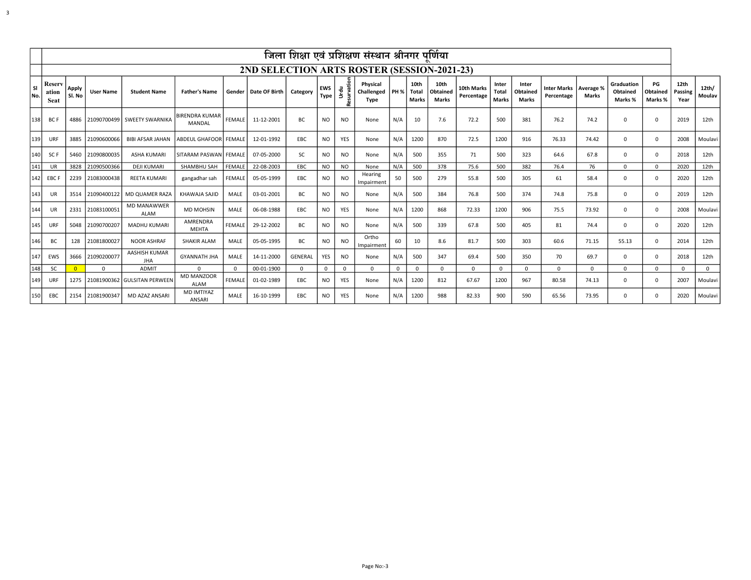# जिला शिक्षा एवं प्रशिक्षण संस्थान श्रीनगर पूर्णिया

## 2ND SELECTION ARTS ROSTER (SESSION-2021-23)

| Sl No. | Reservation Seat | Apply Sl. No | User Name | Student Name | Father's Name | Gender | Date OF Birth | Category | EWS Type | Urdu Resurvation | Physical Challenged Type | PH % | 10th Total Marks | 10th Obtained Marks | 10th Marks Percentage | Inter Total Marks | Inter Obtained Marks | Inter Marks Percentage | Average % Marks | Graduation Obtained Marks % | PG Obtained Marks % | 12th Passing Year | 12th/ Moulav |
|---|---|---|---|---|---|---|---|---|---|---|---|---|---|---|---|---|---|---|---|---|---|---|---|
| 138 | BC F | 4886 | 21090700499 | SWEETY SWARNIKA | BIRENDRA KUMAR MANDAL | FEMALE | 11-12-2001 | BC | NO | NO | None | N/A | 10 | 7.6 | 72.2 | 500 | 381 | 76.2 | 74.2 | 0 | 0 | 2019 | 12th |
| 139 | URF | 3885 | 21090600066 | BIBI AFSAR JAHAN | ABDEUL GHAFOOR | FEMALE | 12-01-1992 | EBC | NO | YES | None | N/A | 1200 | 870 | 72.5 | 1200 | 916 | 76.33 | 74.42 | 0 | 0 | 2008 | Moulavi |
| 140 | SC F | 5460 | 21090800035 | ASHA KUMARI | SITARAM PASWAN | FEMALE | 07-05-2000 | SC | NO | NO | None | N/A | 500 | 355 | 71 | 500 | 323 | 64.6 | 67.8 | 0 | 0 | 2018 | 12th |
| 141 | UR | 3828 | 21090500366 | DEJI KUMARI | SHAMBHU SAH | FEMALE | 22-08-2003 | EBC | NO | NO | None | N/A | 500 | 378 | 75.6 | 500 | 382 | 76.4 | 76 | 0 | 0 | 2020 | 12th |
| 142 | EBC F | 2239 | 21083000438 | REETA KUMARI | gangadhar sah | FEMALE | 05-05-1999 | EBC | NO | NO | Hearing Impairment | 50 | 500 | 279 | 55.8 | 500 | 305 | 61 | 58.4 | 0 | 0 | 2020 | 12th |
| 143 | UR | 3514 | 21090400122 | MD QUAMER RAZA | KHAWAJA SAJID | MALE | 03-01-2001 | BC | NO | NO | None | N/A | 500 | 384 | 76.8 | 500 | 374 | 74.8 | 75.8 | 0 | 0 | 2019 | 12th |
| 144 | UR | 2331 | 21083100051 | MD MANAWWER ALAM | MD MOHSIN | MALE | 06-08-1988 | EBC | NO | YES | None | N/A | 1200 | 868 | 72.33 | 1200 | 906 | 75.5 | 73.92 | 0 | 0 | 2008 | Moulavi |
| 145 | URF | 5048 | 21090700207 | MADHU KUMARI | AMRENDRA MEHTA | FEMALE | 29-12-2002 | BC | NO | NO | None | N/A | 500 | 339 | 67.8 | 500 | 405 | 81 | 74.4 | 0 | 0 | 2020 | 12th |
| 146 | BC | 128 | 21081800027 | NOOR ASHRAF | SHAKIR ALAM | MALE | 05-05-1995 | BC | NO | NO | Ortho Impairment | 60 | 10 | 8.6 | 81.7 | 500 | 303 | 60.6 | 71.15 | 55.13 | 0 | 2014 | 12th |
| 147 | EWS | 3666 | 21090200077 | AASHISH KUMAR JHA | GYANNATH JHA | MALE | 14-11-2000 | GENERAL | YES | NO | None | N/A | 500 | 347 | 69.4 | 500 | 350 | 70 | 69.7 | 0 | 0 | 2018 | 12th |
| 148 | SC | 0 | 0 | ADMIT | 0 | 0 | 00-01-1900 | 0 | 0 | 0 | 0 | 0 | 0 | 0 | 0 | 0 | 0 | 0 | 0 | 0 | 0 | 0 | 0 |
| 149 | URF | 1275 | 21081900362 | GULSITAN PERWEEN | MD MANZOOR ALAM | FEMALE | 01-02-1989 | EBC | NO | YES | None | N/A | 1200 | 812 | 67.67 | 1200 | 967 | 80.58 | 74.13 | 0 | 0 | 2007 | Moulavi |
| 150 | EBC | 2154 | 21081900347 | MD AZAZ ANSARI | MD IMTIYAZ ANSARI | MALE | 16-10-1999 | EBC | NO | YES | None | N/A | 1200 | 988 | 82.33 | 900 | 590 | 65.56 | 73.95 | 0 | 0 | 2020 | Moulavi |